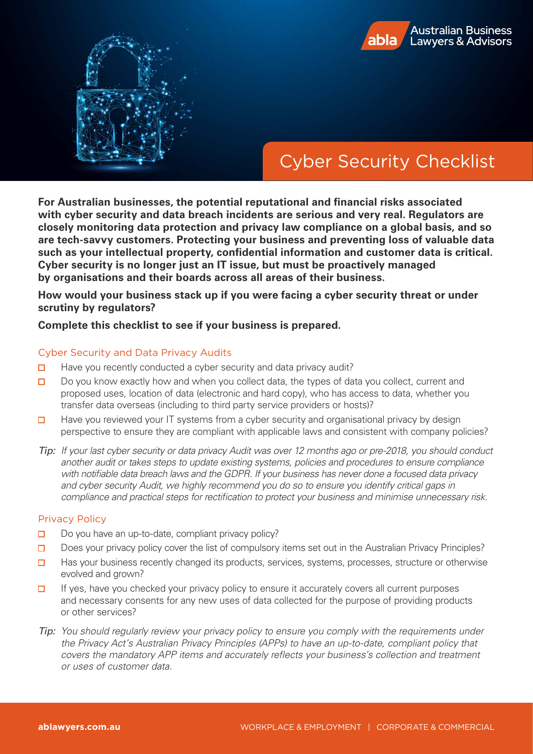Australian Business Lawyers & Advisors

# Cyber Security Checklist

**For Australian businesses, the potential reputational and financial risks associated with cyber security and data breach incidents are serious and very real. Regulators are closely monitoring data protection and privacy law compliance on a global basis, and so are tech-savvy customers. Protecting your business and preventing loss of valuable data such as your intellectual property, confidential information and customer data is critical. Cyber security is no longer just an IT issue, but must be proactively managed by organisations and their boards across all areas of their business.**

**How would your business stack up if you were facing a cyber security threat or under scrutiny by regulators?**

**Complete this checklist to see if your business is prepared.**

## Cyber Security and Data Privacy Audits

- ☐ Have you recently conducted a cyber security and data privacy audit?
- ☐ Do you know exactly how and when you collect data, the types of data you collect, current and proposed uses, location of data (electronic and hard copy), who has access to data, whether you transfer data overseas (including to third party service providers or hosts)?
- ☐ Have you reviewed your IT systems from a cyber security and organisational privacy by design perspective to ensure they are compliant with applicable laws and consistent with company policies?

*Tip: If your last cyber security or data privacy Audit was over 12 months ago or pre-2018, you should conduct another audit or takes steps to update existing systems, policies and procedures to ensure compliance with notifiable data breach laws and the GDPR. If your business has never done a focused data privacy and cyber security Audit, we highly recommend you do so to ensure you identify critical gaps in compliance and practical steps for rectification to protect your business and minimise unnecessary risk.*

## Privacy Policy

- ☐ Do you have an up-to-date, compliant privacy policy?
- ☐ Does your privacy policy cover the list of compulsory items set out in the Australian Privacy Principles?
- ☐ Has your business recently changed its products, services, systems, processes, structure or otherwise evolved and grown?
- ☐ If yes, have you checked your privacy policy to ensure it accurately covers all current purposes and necessary consents for any new uses of data collected for the purpose of providing products or other services?

*Tip: You should regularly review your privacy policy to ensure you comply with the requirements under the Privacy Act's Australian Privacy Principles (APPs) to have an up-to-date, compliant policy that covers the mandatory APP items and accurately reflects your business's collection and treatment or uses of customer data.*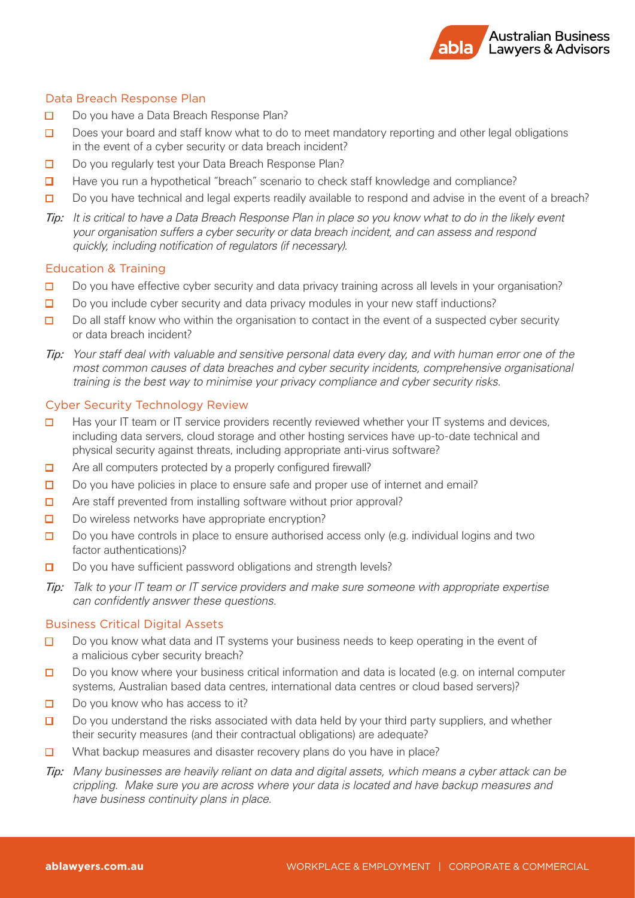## Data Breach Response Plan

- ☐ Do you have a Data Breach Response Plan?
- ☐ Does your board and staff know what to do to meet mandatory reporting and other legal obligations in the event of a cyber security or data breach incident?
- ☐ Do you regularly test your Data Breach Response Plan?
- ☐ Have you run a hypothetical "breach" scenario to check staff knowledge and compliance?
- ☐ Do you have technical and legal experts readily available to respond and advise in the event of a breach?

*Tip: It is critical to have a Data Breach Response Plan in place so you know what to do in the likely event your organisation suffers a cyber security or data breach incident, and can assess and respond quickly, including notification of regulators (if necessary).*

## Education & Training

- ☐ Do you have effective cyber security and data privacy training across all levels in your organisation?
- ☐ Do you include cyber security and data privacy modules in your new staff inductions?
- ☐ Do all staff know who within the organisation to contact in the event of a suspected cyber security or data breach incident?

*Tip: Your staff deal with valuable and sensitive personal data every day, and with human error one of the most common causes of data breaches and cyber security incidents, comprehensive organisational training is the best way to minimise your privacy compliance and cyber security risks.*

## Cyber Security Technology Review

- ☐ Has your IT team or IT service providers recently reviewed whether your IT systems and devices, including data servers, cloud storage and other hosting services have up-to-date technical and physical security against threats, including appropriate anti-virus software?
- ☐ Are all computers protected by a properly configured firewall?
- ☐ Do you have policies in place to ensure safe and proper use of internet and email?
- ☐ Are staff prevented from installing software without prior approval?
- ☐ Do wireless networks have appropriate encryption?
- ☐ Do you have controls in place to ensure authorised access only (e.g. individual logins and two factor authentications)?
- ☐ Do you have sufficient password obligations and strength levels?

*Tip: Talk to your IT team or IT service providers and make sure someone with appropriate expertise can confidently answer these questions.*

## Business Critical Digital Assets

- ☐ Do you know what data and IT systems your business needs to keep operating in the event of a malicious cyber security breach?
- ☐ Do you know where your business critical information and data is located (e.g. on internal computer systems, Australian based data centres, international data centres or cloud based servers)?
- ☐ Do you know who has access to it?
- ☐ Do you understand the risks associated with data held by your third party suppliers, and whether their security measures (and their contractual obligations) are adequate?
- ☐ What backup measures and disaster recovery plans do you have in place?

*Tip: Many businesses are heavily reliant on data and digital assets, which means a cyber attack can be crippling. Make sure you are across where your data is located and have backup measures and have business continuity plans in place.*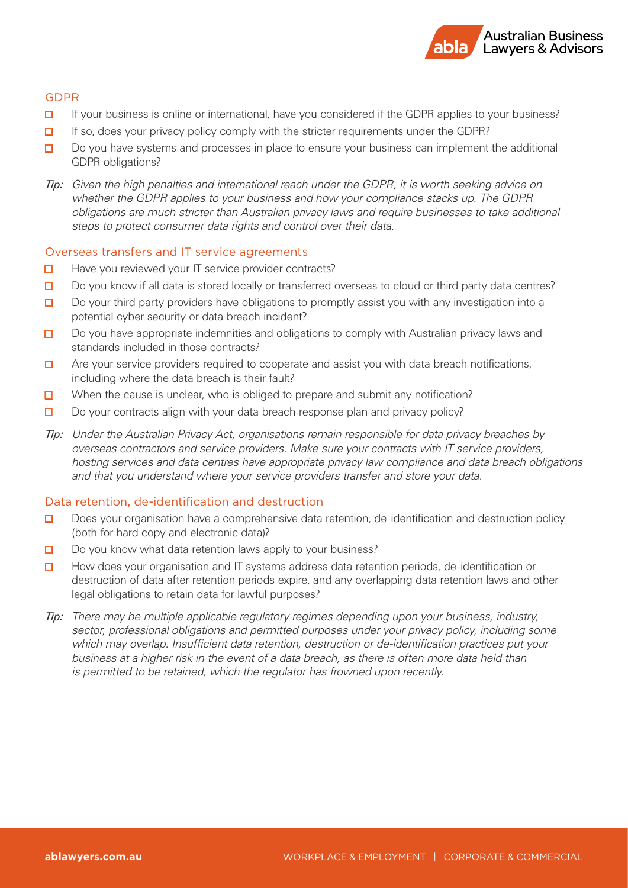## GDPR

- If your business is online or international, have you considered if the GDPR applies to your business?
- If so, does your privacy policy comply with the stricter requirements under the GDPR?
- Do you have systems and processes in place to ensure your business can implement the additional GDPR obligations?

*Tip: Given the high penalties and international reach under the GDPR, it is worth seeking advice on whether the GDPR applies to your business and how your compliance stacks up. The GDPR obligations are much stricter than Australian privacy laws and require businesses to take additional steps to protect consumer data rights and control over their data.*

## Overseas transfers and IT service agreements

- Have you reviewed your IT service provider contracts?
- Do you know if all data is stored locally or transferred overseas to cloud or third party data centres?
- Do your third party providers have obligations to promptly assist you with any investigation into a potential cyber security or data breach incident?
- Do you have appropriate indemnities and obligations to comply with Australian privacy laws and standards included in those contracts?
- Are your service providers required to cooperate and assist you with data breach notifications, including where the data breach is their fault?
- When the cause is unclear, who is obliged to prepare and submit any notification?
- Do your contracts align with your data breach response plan and privacy policy?

*Tip: Under the Australian Privacy Act, organisations remain responsible for data privacy breaches by overseas contractors and service providers. Make sure your contracts with IT service providers, hosting services and data centres have appropriate privacy law compliance and data breach obligations and that you understand where your service providers transfer and store your data.*

## Data retention, de-identification and destruction

- Does your organisation have a comprehensive data retention, de-identification and destruction policy (both for hard copy and electronic data)?
- Do you know what data retention laws apply to your business?
- How does your organisation and IT systems address data retention periods, de-identification or destruction of data after retention periods expire, and any overlapping data retention laws and other legal obligations to retain data for lawful purposes?

*Tip: There may be multiple applicable regulatory regimes depending upon your business, industry, sector, professional obligations and permitted purposes under your privacy policy, including some which may overlap. Insufficient data retention, destruction or de-identification practices put your business at a higher risk in the event of a data breach, as there is often more data held than is permitted to be retained, which the regulator has frowned upon recently.*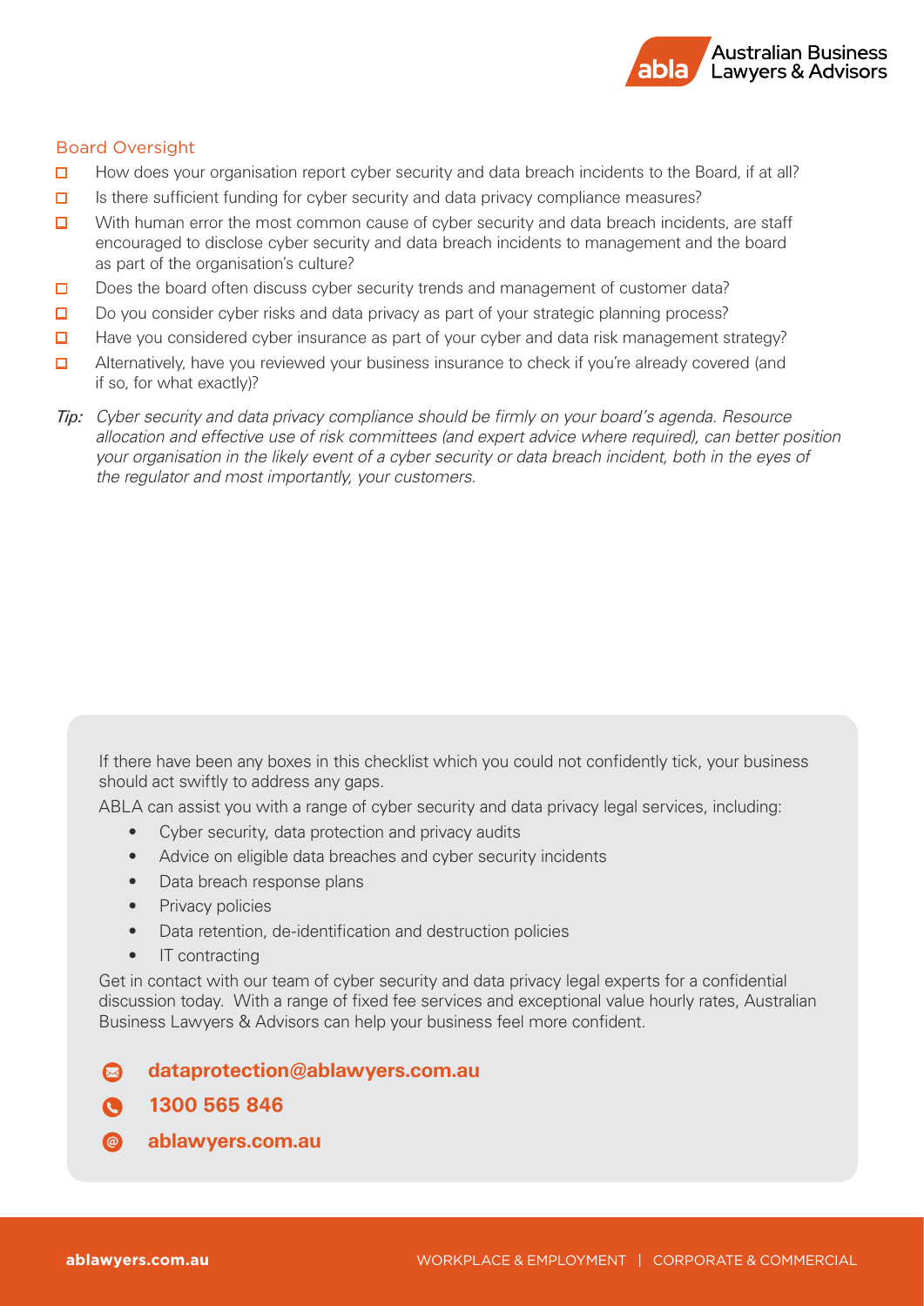## Board Oversight

- ☐ How does your organisation report cyber security and data breach incidents to the Board, if at all?
- ☐ Is there sufficient funding for cyber security and data privacy compliance measures?
- ☐ With human error the most common cause of cyber security and data breach incidents, are staff encouraged to disclose cyber security and data breach incidents to management and the board as part of the organisation's culture?
- ☐ Does the board often discuss cyber security trends and management of customer data?
- ☐ Do you consider cyber risks and data privacy as part of your strategic planning process?
- ☐ Have you considered cyber insurance as part of your cyber and data risk management strategy?
- ☐ Alternatively, have you reviewed your business insurance to check if you're already covered (and if so, for what exactly)?

*Tip: Cyber security and data privacy compliance should be firmly on your board's agenda. Resource allocation and effective use of risk committees (and expert advice where required), can better position your organisation in the likely event of a cyber security or data breach incident, both in the eyes of the regulator and most importantly, your customers.*

If there have been any boxes in this checklist which you could not confidently tick, your business should act swiftly to address any gaps.

ABLA can assist you with a range of cyber security and data privacy legal services, including:

- Cyber security, data protection and privacy audits
- Advice on eligible data breaches and cyber security incidents
- Data breach response plans
- Privacy policies
- Data retention, de-identification and destruction policies
- IT contracting

Get in contact with our team of cyber security and data privacy legal experts for a confidential discussion today. With a range of fixed fee services and exceptional value hourly rates, Australian Business Lawyers & Advisors can help your business feel more confident.

**dataprotection@ablawyers.com.au**

**1300 565 846**

**ablawyers.com.au**